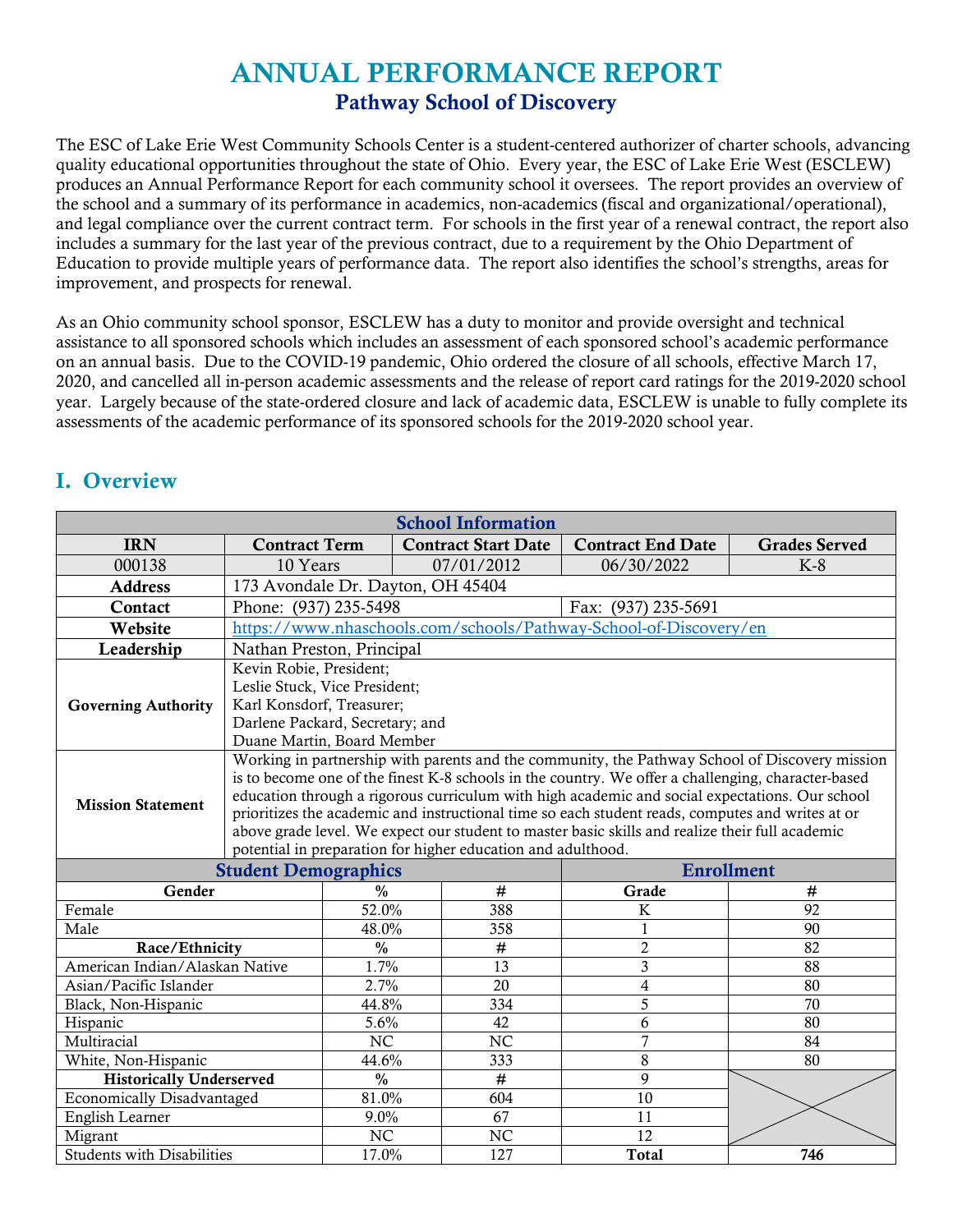# ANNUAL PERFORMANCE REPORT

## Pathway School of Discovery

The ESC of Lake Erie West Community Schools Center is a student-centered authorizer of charter schools, advancing quality educational opportunities throughout the state of Ohio. Every year, the ESC of Lake Erie West (ESCLEW) produces an Annual Performance Report for each community school it oversees. The report provides an overview of the school and a summary of its performance in academics, non-academics (fiscal and organizational/operational), and legal compliance over the current contract term. For schools in the first year of a renewal contract, the report also includes a summary for the last year of the previous contract, due to a requirement by the Ohio Department of Education to provide multiple years of performance data. The report also identifies the school's strengths, areas for improvement, and prospects for renewal.

As an Ohio community school sponsor, ESCLEW has a duty to monitor and provide oversight and technical assistance to all sponsored schools which includes an assessment of each sponsored school's academic performance on an annual basis. Due to the COVID-19 pandemic, Ohio ordered the closure of all schools, effective March 17, 2020, and cancelled all in-person academic assessments and the release of report card ratings for the 2019-2020 school year. Largely because of the state-ordered closure and lack of academic data, ESCLEW is unable to fully complete its assessments of the academic performance of its sponsored schools for the 2019-2020 school year.

## I. Overview

| School Information | | | | |
|---|---|---|---|---|
| **IRN** | **Contract Term** | **Contract Start Date** | **Contract End Date** | **Grades Served** |
| 000138 | 10 Years | 07/01/2012 | 06/30/2022 | K-8 |
| **Address** | 173 Avondale Dr. Dayton, OH 45404 | | | |
| **Contact** | Phone: (937) 235-5498 | | Fax: (937) 235-5691 | |
| **Website** | https://www.nhaschools.com/schools/Pathway-School-of-Discovery/en | | | |
| **Leadership** | Nathan Preston, Principal | | | |
| **Governing Authority** | Kevin Robie, President; Leslie Stuck, Vice President; Karl Konsdorf, Treasurer; Darlene Packard, Secretary; and Duane Martin, Board Member | | | |
| **Mission Statement** | Working in partnership with parents and the community, the Pathway School of Discovery mission is to become one of the finest K-8 schools in the country. We offer a challenging, character-based education through a rigorous curriculum with high academic and social expectations. Our school prioritizes the academic and instructional time so each student reads, computes and writes at or above grade level. We expect our student to master basic skills and realize their full academic potential in preparation for higher education and adulthood. | | | |

| Student Demographics | | | Enrollment | |
|---|---|---|---|---|
| **Gender** | **%** | **#** | **Grade** | **#** |
| Female | 52.0% | 388 | K | 92 |
| Male | 48.0% | 358 | 1 | 90 |
| **Race/Ethnicity** | **%** | **#** | 2 | 82 |
| American Indian/Alaskan Native | 1.7% | 13 | 3 | 88 |
| Asian/Pacific Islander | 2.7% | 20 | 4 | 80 |
| Black, Non-Hispanic | 44.8% | 334 | 5 | 70 |
| Hispanic | 5.6% | 42 | 6 | 80 |
| Multiracial | NC | NC | 7 | 84 |
| White, Non-Hispanic | 44.6% | 333 | 8 | 80 |
| **Historically Underserved** | **%** | **#** | 9 | |
| Economically Disadvantaged | 81.0% | 604 | 10 | |
| English Learner | 9.0% | 67 | 11 | |
| Migrant | NC | NC | 12 | |
| Students with Disabilities | 17.0% | 127 | **Total** | **746** |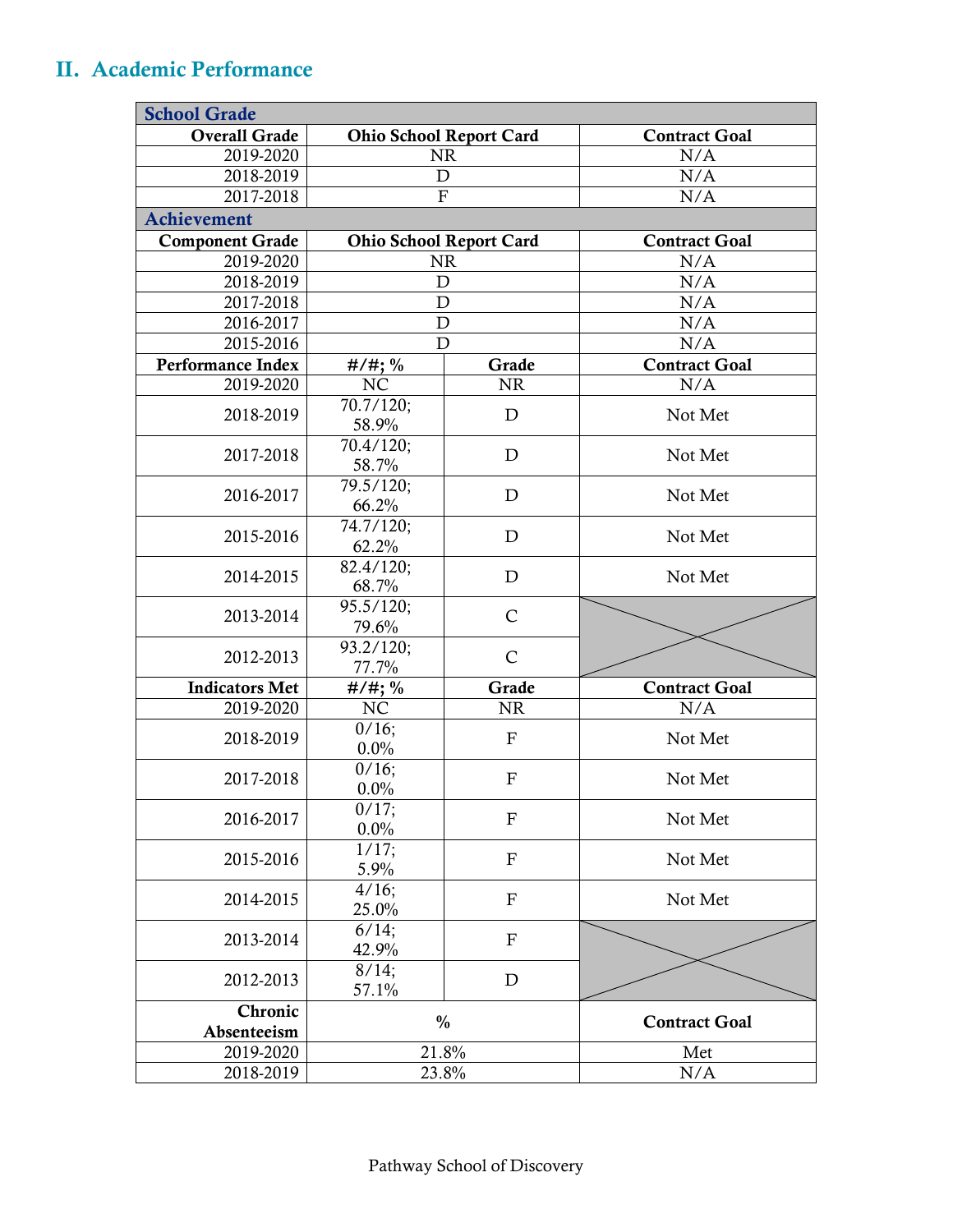## II. Academic Performance

| School Grade | | | |
|---|---|---|---|
| **Overall Grade** | **Ohio School Report Card** | | **Contract Goal** |
| 2019-2020 | NR | | N/A |
| 2018-2019 | D | | N/A |
| 2017-2018 | F | | N/A |
| **Achievement** | | | |
| **Component Grade** | **Ohio School Report Card** | | **Contract Goal** |
| 2019-2020 | NR | | N/A |
| 2018-2019 | D | | N/A |
| 2017-2018 | D | | N/A |
| 2016-2017 | D | | N/A |
| 2015-2016 | D | | N/A |
| **Performance Index** | **#/#; %** | **Grade** | **Contract Goal** |
| 2019-2020 | NC | NR | N/A |
| 2018-2019 | 70.7/120; 58.9% | D | Not Met |
| 2017-2018 | 70.4/120; 58.7% | D | Not Met |
| 2016-2017 | 79.5/120; 66.2% | D | Not Met |
| 2015-2016 | 74.7/120; 62.2% | D | Not Met |
| 2014-2015 | 82.4/120; 68.7% | D | Not Met |
| 2013-2014 | 95.5/120; 79.6% | C | |
| 2012-2013 | 93.2/120; 77.7% | C | |
| **Indicators Met** | **#/#; %** | **Grade** | **Contract Goal** |
| 2019-2020 | NC | NR | N/A |
| 2018-2019 | 0/16; 0.0% | F | Not Met |
| 2017-2018 | 0/16; 0.0% | F | Not Met |
| 2016-2017 | 0/17; 0.0% | F | Not Met |
| 2015-2016 | 1/17; 5.9% | F | Not Met |
| 2014-2015 | 4/16; 25.0% | F | Not Met |
| 2013-2014 | 6/14; 42.9% | F | |
| 2012-2013 | 8/14; 57.1% | D | |
| **Chronic Absenteeism** | **%** | | **Contract Goal** |
| 2019-2020 | 21.8% | | Met |
| 2018-2019 | 23.8% | | N/A |

Pathway School of Discovery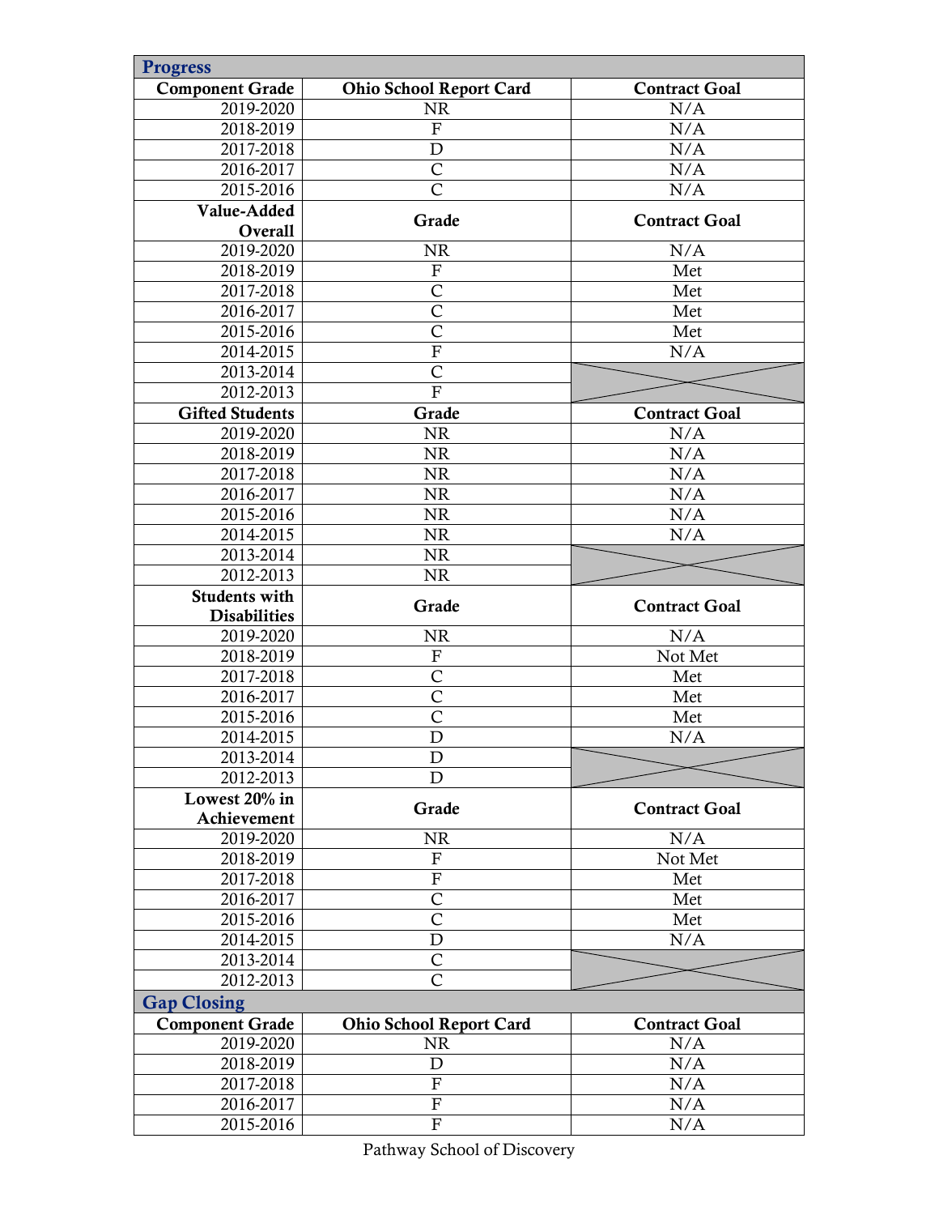| Progress | | |
|---|---|---|
| **Component Grade** | **Ohio School Report Card** | **Contract Goal** |
| 2019-2020 | NR | N/A |
| 2018-2019 | F | N/A |
| 2017-2018 | D | N/A |
| 2016-2017 | C | N/A |
| 2015-2016 | C | N/A |
| **Value-Added Overall** | **Grade** | **Contract Goal** |
| 2019-2020 | NR | N/A |
| 2018-2019 | F | Met |
| 2017-2018 | C | Met |
| 2016-2017 | C | Met |
| 2015-2016 | C | Met |
| 2014-2015 | F | N/A |
| 2013-2014 | C | |
| 2012-2013 | F | |
| **Gifted Students** | **Grade** | **Contract Goal** |
| 2019-2020 | NR | N/A |
| 2018-2019 | NR | N/A |
| 2017-2018 | NR | N/A |
| 2016-2017 | NR | N/A |
| 2015-2016 | NR | N/A |
| 2014-2015 | NR | N/A |
| 2013-2014 | NR | |
| 2012-2013 | NR | |
| **Students with Disabilities** | **Grade** | **Contract Goal** |
| 2019-2020 | NR | N/A |
| 2018-2019 | F | Not Met |
| 2017-2018 | C | Met |
| 2016-2017 | C | Met |
| 2015-2016 | C | Met |
| 2014-2015 | D | N/A |
| 2013-2014 | D | |
| 2012-2013 | D | |
| **Lowest 20% in Achievement** | **Grade** | **Contract Goal** |
| 2019-2020 | NR | N/A |
| 2018-2019 | F | Not Met |
| 2017-2018 | F | Met |
| 2016-2017 | C | Met |
| 2015-2016 | C | Met |
| 2014-2015 | D | N/A |
| 2013-2014 | C | |
| 2012-2013 | C | |

| Gap Closing | | |
|---|---|---|
| **Component Grade** | **Ohio School Report Card** | **Contract Goal** |
| 2019-2020 | NR | N/A |
| 2018-2019 | D | N/A |
| 2017-2018 | F | N/A |
| 2016-2017 | F | N/A |
| 2015-2016 | F | N/A |

Pathway School of Discovery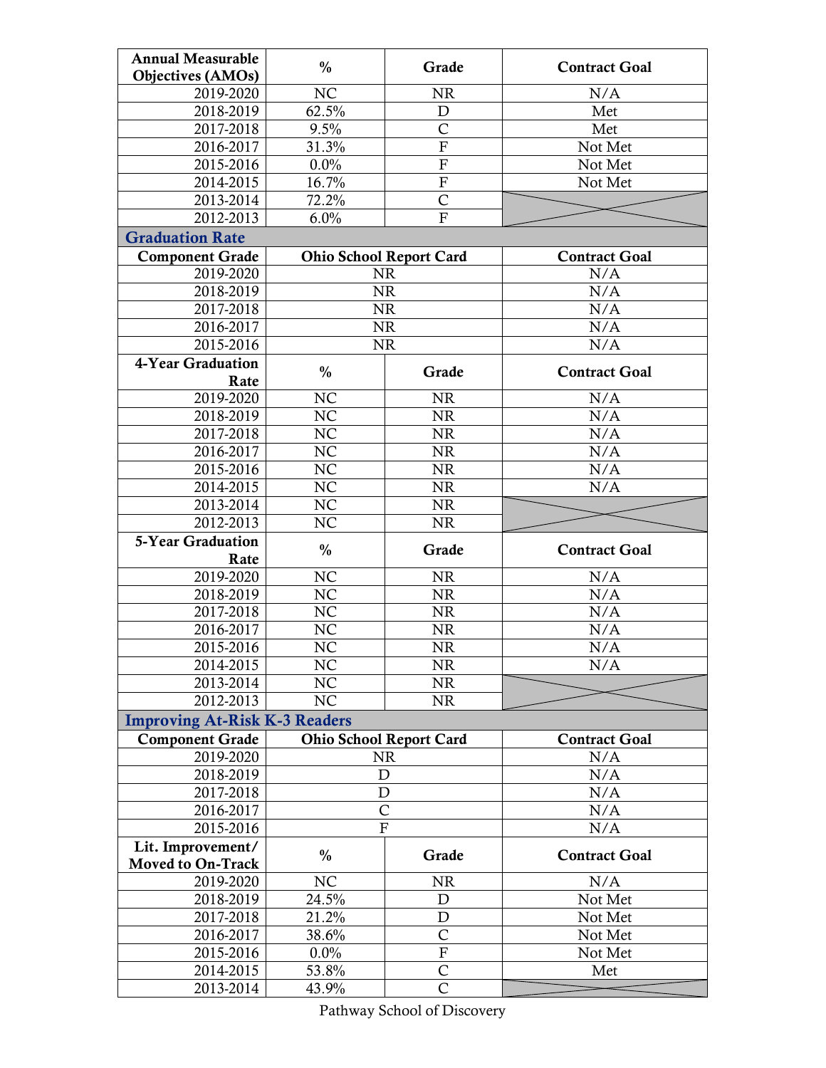| Annual Measurable Objectives (AMOs) | % | Grade | Contract Goal |
|---|---|---|---|
| 2019-2020 | NC | NR | N/A |
| 2018-2019 | 62.5% | D | Met |
| 2017-2018 | 9.5% | C | Met |
| 2016-2017 | 31.3% | F | Not Met |
| 2015-2016 | 0.0% | F | Not Met |
| 2014-2015 | 16.7% | F | Not Met |
| 2013-2014 | 72.2% | C | |
| 2012-2013 | 6.0% | F | |

## Graduation Rate

| Component Grade | Ohio School Report Card | | Contract Goal |
|---|---|---|---|
| 2019-2020 | NR | | N/A |
| 2018-2019 | NR | | N/A |
| 2017-2018 | NR | | N/A |
| 2016-2017 | NR | | N/A |
| 2015-2016 | NR | | N/A |
| **4-Year Graduation Rate** | **%** | **Grade** | **Contract Goal** |
| 2019-2020 | NC | NR | N/A |
| 2018-2019 | NC | NR | N/A |
| 2017-2018 | NC | NR | N/A |
| 2016-2017 | NC | NR | N/A |
| 2015-2016 | NC | NR | N/A |
| 2014-2015 | NC | NR | N/A |
| 2013-2014 | NC | NR | |
| 2012-2013 | NC | NR | |
| **5-Year Graduation Rate** | **%** | **Grade** | **Contract Goal** |
| 2019-2020 | NC | NR | N/A |
| 2018-2019 | NC | NR | N/A |
| 2017-2018 | NC | NR | N/A |
| 2016-2017 | NC | NR | N/A |
| 2015-2016 | NC | NR | N/A |
| 2014-2015 | NC | NR | N/A |
| 2013-2014 | NC | NR | |
| 2012-2013 | NC | NR | |

## Improving At-Risk K-3 Readers

| Component Grade | Ohio School Report Card | | Contract Goal |
|---|---|---|---|
| 2019-2020 | NR | | N/A |
| 2018-2019 | D | | N/A |
| 2017-2018 | D | | N/A |
| 2016-2017 | C | | N/A |
| 2015-2016 | F | | N/A |
| **Lit. Improvement/ Moved to On-Track** | **%** | **Grade** | **Contract Goal** |
| 2019-2020 | NC | NR | N/A |
| 2018-2019 | 24.5% | D | Not Met |
| 2017-2018 | 21.2% | D | Not Met |
| 2016-2017 | 38.6% | C | Not Met |
| 2015-2016 | 0.0% | F | Not Met |
| 2014-2015 | 53.8% | C | Met |
| 2013-2014 | 43.9% | C | |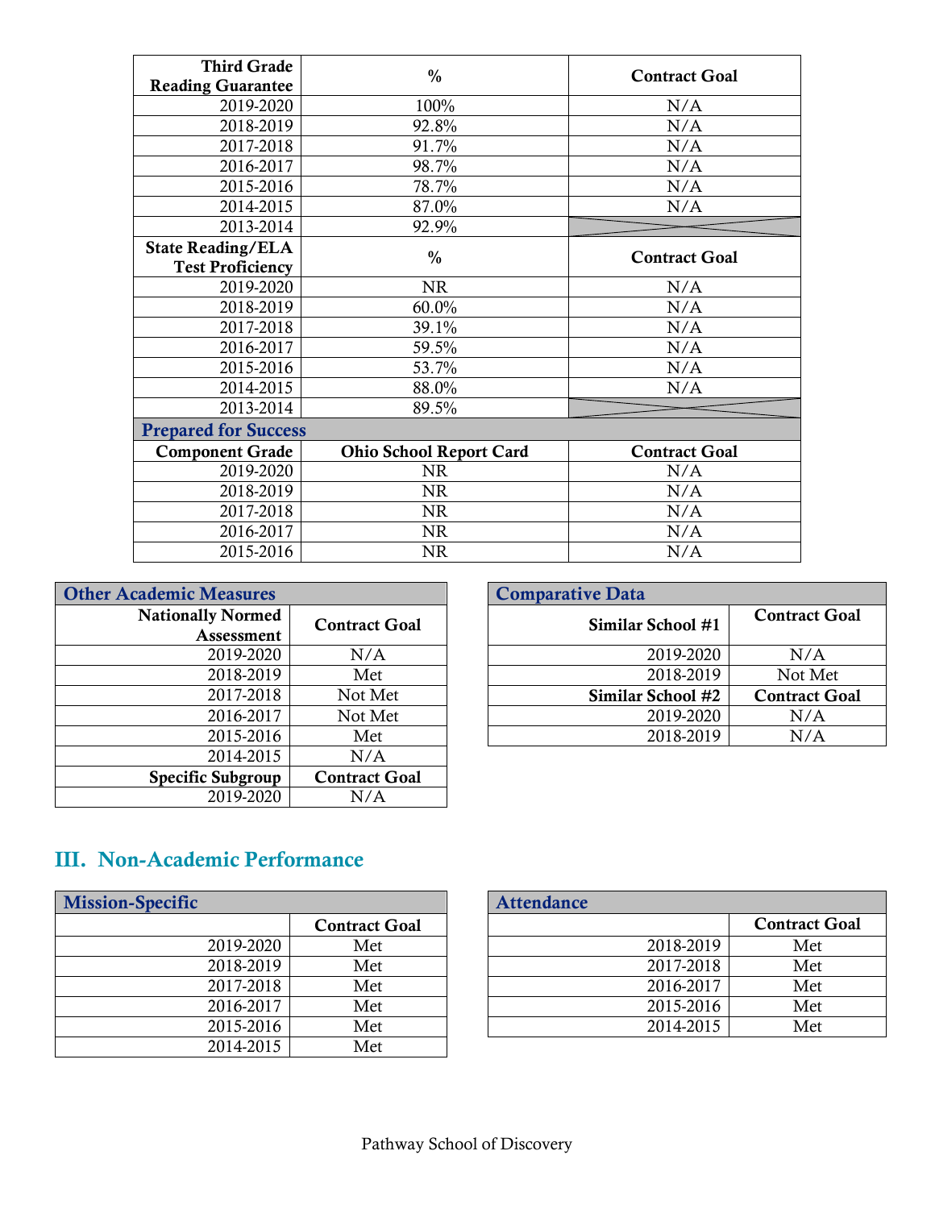| Third Grade Reading Guarantee | % | Contract Goal |
|---|---|---|
| 2019-2020 | 100% | N/A |
| 2018-2019 | 92.8% | N/A |
| 2017-2018 | 91.7% | N/A |
| 2016-2017 | 98.7% | N/A |
| 2015-2016 | 78.7% | N/A |
| 2014-2015 | 87.0% | N/A |
| 2013-2014 | 92.9% | |
| **State Reading/ELA Test Proficiency** | **%** | **Contract Goal** |
| 2019-2020 | NR | N/A |
| 2018-2019 | 60.0% | N/A |
| 2017-2018 | 39.1% | N/A |
| 2016-2017 | 59.5% | N/A |
| 2015-2016 | 53.7% | N/A |
| 2014-2015 | 88.0% | N/A |
| 2013-2014 | 89.5% | |
| **Prepared for Success** | | |
| **Component Grade** | **Ohio School Report Card** | **Contract Goal** |
| 2019-2020 | NR | N/A |
| 2018-2019 | NR | N/A |
| 2017-2018 | NR | N/A |
| 2016-2017 | NR | N/A |
| 2015-2016 | NR | N/A |

| Other Academic Measures | |
|---|---|
| **Nationally Normed Assessment** | **Contract Goal** |
| 2019-2020 | N/A |
| 2018-2019 | Met |
| 2017-2018 | Not Met |
| 2016-2017 | Not Met |
| 2015-2016 | Met |
| 2014-2015 | N/A |
| **Specific Subgroup** | **Contract Goal** |
| 2019-2020 | N/A |

| Comparative Data | |
|---|---|
| **Similar School #1** | **Contract Goal** |
| 2019-2020 | N/A |
| 2018-2019 | Not Met |
| **Similar School #2** | **Contract Goal** |
| 2019-2020 | N/A |
| 2018-2019 | N/A |

## III. Non-Academic Performance

| Mission-Specific | |
|---|---|
| | **Contract Goal** |
| 2019-2020 | Met |
| 2018-2019 | Met |
| 2017-2018 | Met |
| 2016-2017 | Met |
| 2015-2016 | Met |
| 2014-2015 | Met |

| Attendance | |
|---|---|
| | **Contract Goal** |
| 2018-2019 | Met |
| 2017-2018 | Met |
| 2016-2017 | Met |
| 2015-2016 | Met |
| 2014-2015 | Met |

Pathway School of Discovery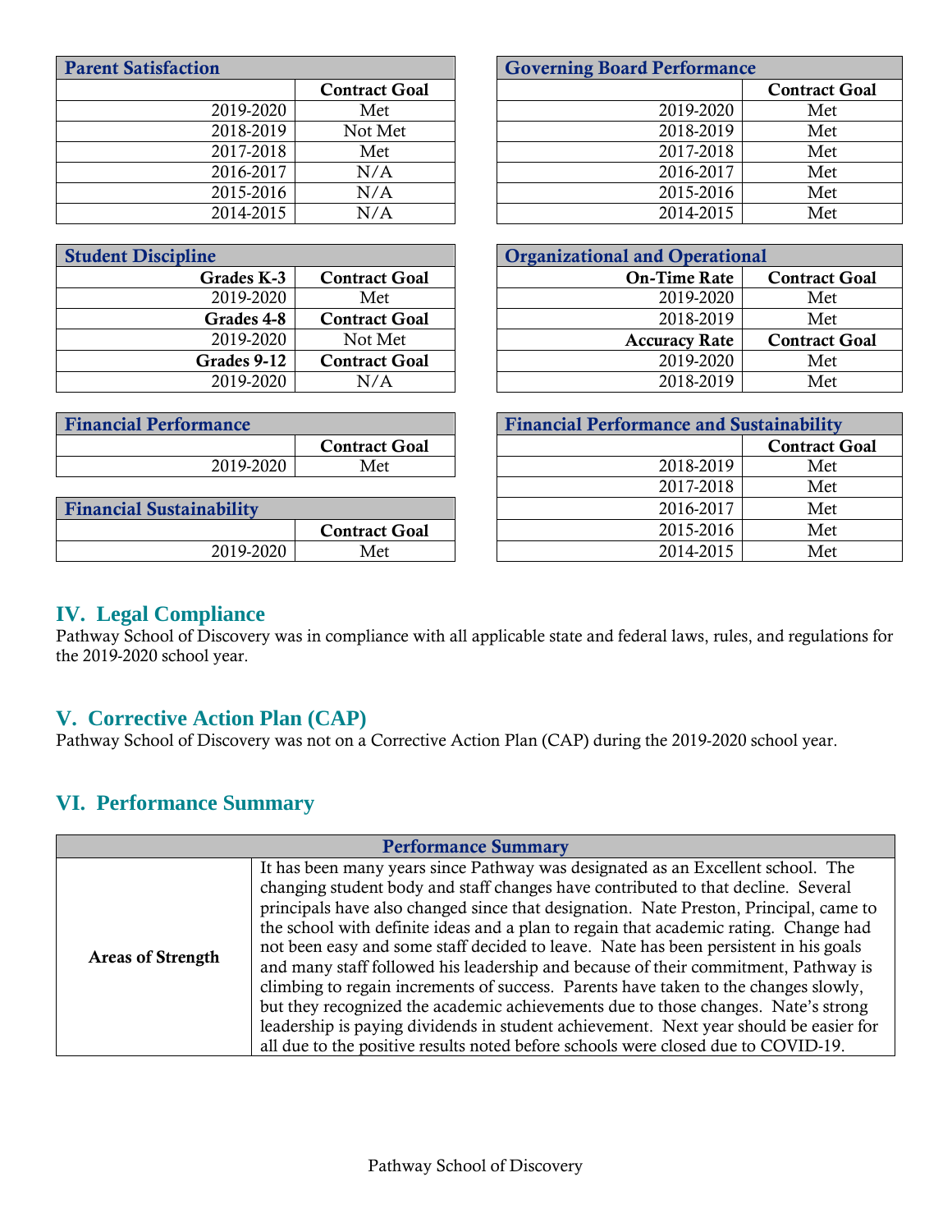| Parent Satisfaction | |
|---|---|
| | Contract Goal |
| 2019-2020 | Met |
| 2018-2019 | Not Met |
| 2017-2018 | Met |
| 2016-2017 | N/A |
| 2015-2016 | N/A |
| 2014-2015 | N/A |

| Governing Board Performance | |
|---|---|
| | Contract Goal |
| 2019-2020 | Met |
| 2018-2019 | Met |
| 2017-2018 | Met |
| 2016-2017 | Met |
| 2015-2016 | Met |
| 2014-2015 | Met |

| Student Discipline | |
|---|---|
| **Grades K-3** | **Contract Goal** |
| 2019-2020 | Met |
| **Grades 4-8** | **Contract Goal** |
| 2019-2020 | Not Met |
| **Grades 9-12** | **Contract Goal** |
| 2019-2020 | N/A |

| Organizational and Operational | |
|---|---|
| **On-Time Rate** | **Contract Goal** |
| 2019-2020 | Met |
| 2018-2019 | Met |
| **Accuracy Rate** | **Contract Goal** |
| 2019-2020 | Met |
| 2018-2019 | Met |

| Financial Performance | |
|---|---|
| | Contract Goal |
| 2019-2020 | Met |

| Financial Sustainability | |
|---|---|
| | Contract Goal |
| 2019-2020 | Met |

| Financial Performance and Sustainability | |
|---|---|
| | Contract Goal |
| 2018-2019 | Met |
| 2017-2018 | Met |
| 2016-2017 | Met |
| 2015-2016 | Met |
| 2014-2015 | Met |

## IV. Legal Compliance

Pathway School of Discovery was in compliance with all applicable state and federal laws, rules, and regulations for the 2019-2020 school year.

## V. Corrective Action Plan (CAP)

Pathway School of Discovery was not on a Corrective Action Plan (CAP) during the 2019-2020 school year.

## VI. Performance Summary

| Performance Summary | |
|---|---|
| **Areas of Strength** | It has been many years since Pathway was designated as an Excellent school. The changing student body and staff changes have contributed to that decline. Several principals have also changed since that designation. Nate Preston, Principal, came to the school with definite ideas and a plan to regain that academic rating. Change had not been easy and some staff decided to leave. Nate has been persistent in his goals and many staff followed his leadership and because of their commitment, Pathway is climbing to regain increments of success. Parents have taken to the changes slowly, but they recognized the academic achievements due to those changes. Nate's strong leadership is paying dividends in student achievement. Next year should be easier for all due to the positive results noted before schools were closed due to COVID-19. |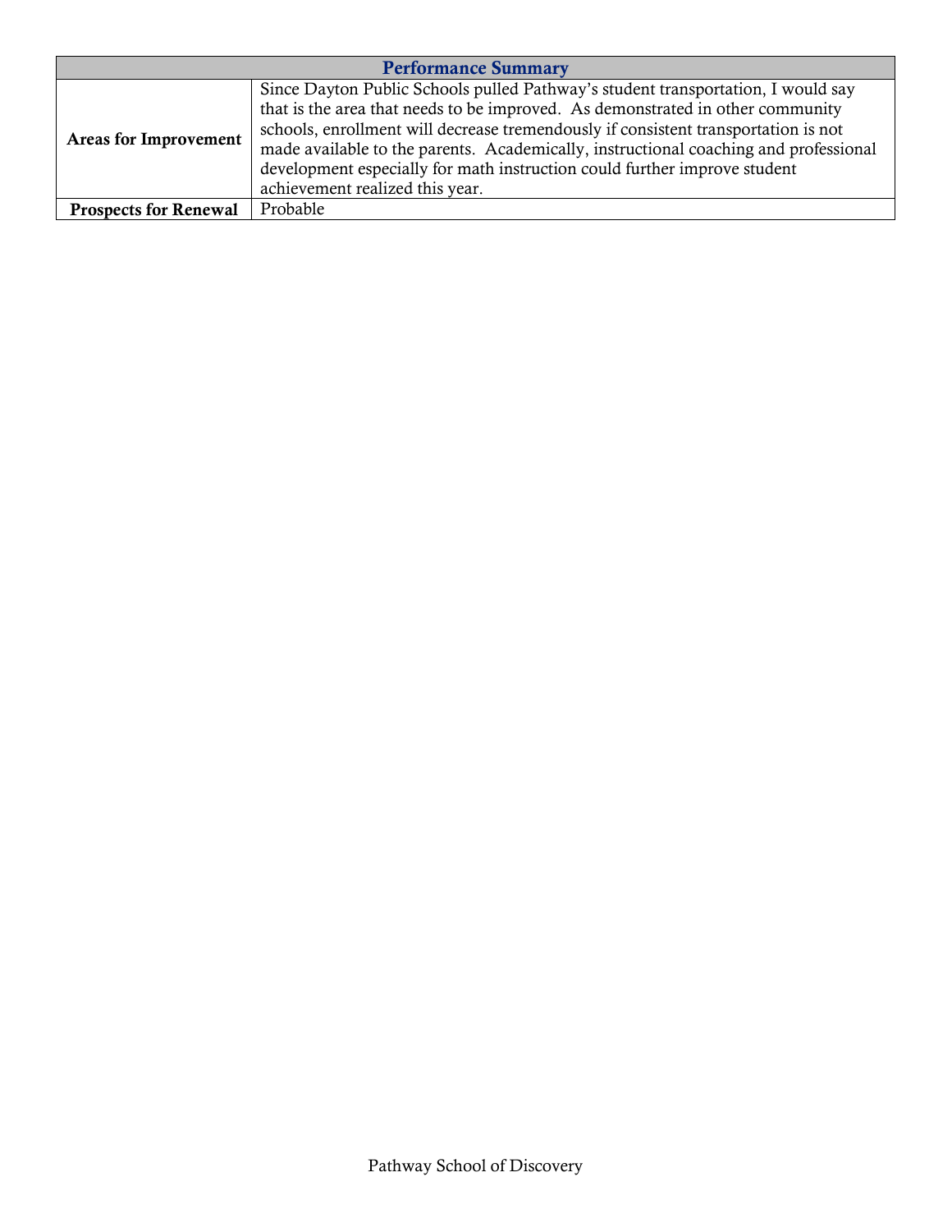| Performance Summary | |
|---|---|
| **Areas for Improvement** | Since Dayton Public Schools pulled Pathway's student transportation, I would say that is the area that needs to be improved. As demonstrated in other community schools, enrollment will decrease tremendously if consistent transportation is not made available to the parents. Academically, instructional coaching and professional development especially for math instruction could further improve student achievement realized this year. |
| **Prospects for Renewal** | Probable |